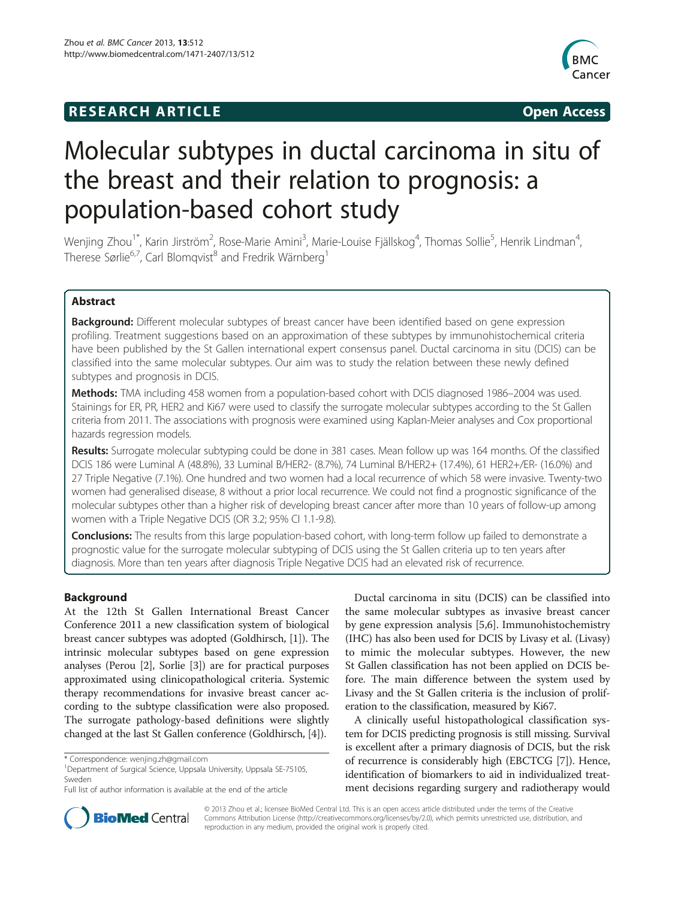**RESEARCH ARTICLE** **Open Access**

# Molecular subtypes in ductal carcinoma in situ of the breast and their relation to prognosis: a population-based cohort study

Wenjing Zhou[1*], Karin Jirström[2], Rose-Marie Amini[3], Marie-Louise Fjällskog[4], Thomas Sollie[5], Henrik Lindman[4], Therese Sørlie[6,7], Carl Blomqvist[8] and Fredrik Wärnberg[1]

## Abstract

**Background:** Different molecular subtypes of breast cancer have been identified based on gene expression profiling. Treatment suggestions based on an approximation of these subtypes by immunohistochemical criteria have been published by the St Gallen international expert consensus panel. Ductal carcinoma in situ (DCIS) can be classified into the same molecular subtypes. Our aim was to study the relation between these newly defined subtypes and prognosis in DCIS.

**Methods:** TMA including 458 women from a population-based cohort with DCIS diagnosed 1986–2004 was used. Stainings for ER, PR, HER2 and Ki67 were used to classify the surrogate molecular subtypes according to the St Gallen criteria from 2011. The associations with prognosis were examined using Kaplan-Meier analyses and Cox proportional hazards regression models.

**Results:** Surrogate molecular subtyping could be done in 381 cases. Mean follow up was 164 months. Of the classified DCIS 186 were Luminal A (48.8%), 33 Luminal B/HER2- (8.7%), 74 Luminal B/HER2+ (17.4%), 61 HER2+/ER- (16.0%) and 27 Triple Negative (7.1%). One hundred and two women had a local recurrence of which 58 were invasive. Twenty-two women had generalised disease, 8 without a prior local recurrence. We could not find a prognostic significance of the molecular subtypes other than a higher risk of developing breast cancer after more than 10 years of follow-up among women with a Triple Negative DCIS (OR 3.2; 95% CI 1.1-9.8).

**Conclusions:** The results from this large population-based cohort, with long-term follow up failed to demonstrate a prognostic value for the surrogate molecular subtyping of DCIS using the St Gallen criteria up to ten years after diagnosis. More than ten years after diagnosis Triple Negative DCIS had an elevated risk of recurrence.

## Background

At the 12th St Gallen International Breast Cancer Conference 2011 a new classification system of biological breast cancer subtypes was adopted (Goldhirsch, [1]). The intrinsic molecular subtypes based on gene expression analyses (Perou [2], Sorlie [3]) are for practical purposes approximated using clinicopathological criteria. Systemic therapy recommendations for invasive breast cancer according to the subtype classification were also proposed. The surrogate pathology-based definitions were slightly changed at the last St Gallen conference (Goldhirsch, [4]).

Ductal carcinoma in situ (DCIS) can be classified into the same molecular subtypes as invasive breast cancer by gene expression analysis [5,6]. Immunohistochemistry (IHC) has also been used for DCIS by Livasy et al. (Livasy) to mimic the molecular subtypes. However, the new St Gallen classification has not been applied on DCIS before. The main difference between the system used by Livasy and the St Gallen criteria is the inclusion of proliferation to the classification, measured by Ki67.

A clinically useful histopathological classification system for DCIS predicting prognosis is still missing. Survival is excellent after a primary diagnosis of DCIS, but the risk of recurrence is considerably high (EBCTCG [7]). Hence, identification of biomarkers to aid in individualized treatment decisions regarding surgery and radiotherapy would

\* Correspondence: wenjing.zh@gmail.com
[1]Department of Surgical Science, Uppsala University, Uppsala SE-75105, Sweden
Full list of author information is available at the end of the article

© 2013 Zhou et al.; licensee BioMed Central Ltd. This is an open access article distributed under the terms of the Creative Commons Attribution License (http://creativecommons.org/licenses/by/2.0), which permits unrestricted use, distribution, and reproduction in any medium, provided the original work is properly cited.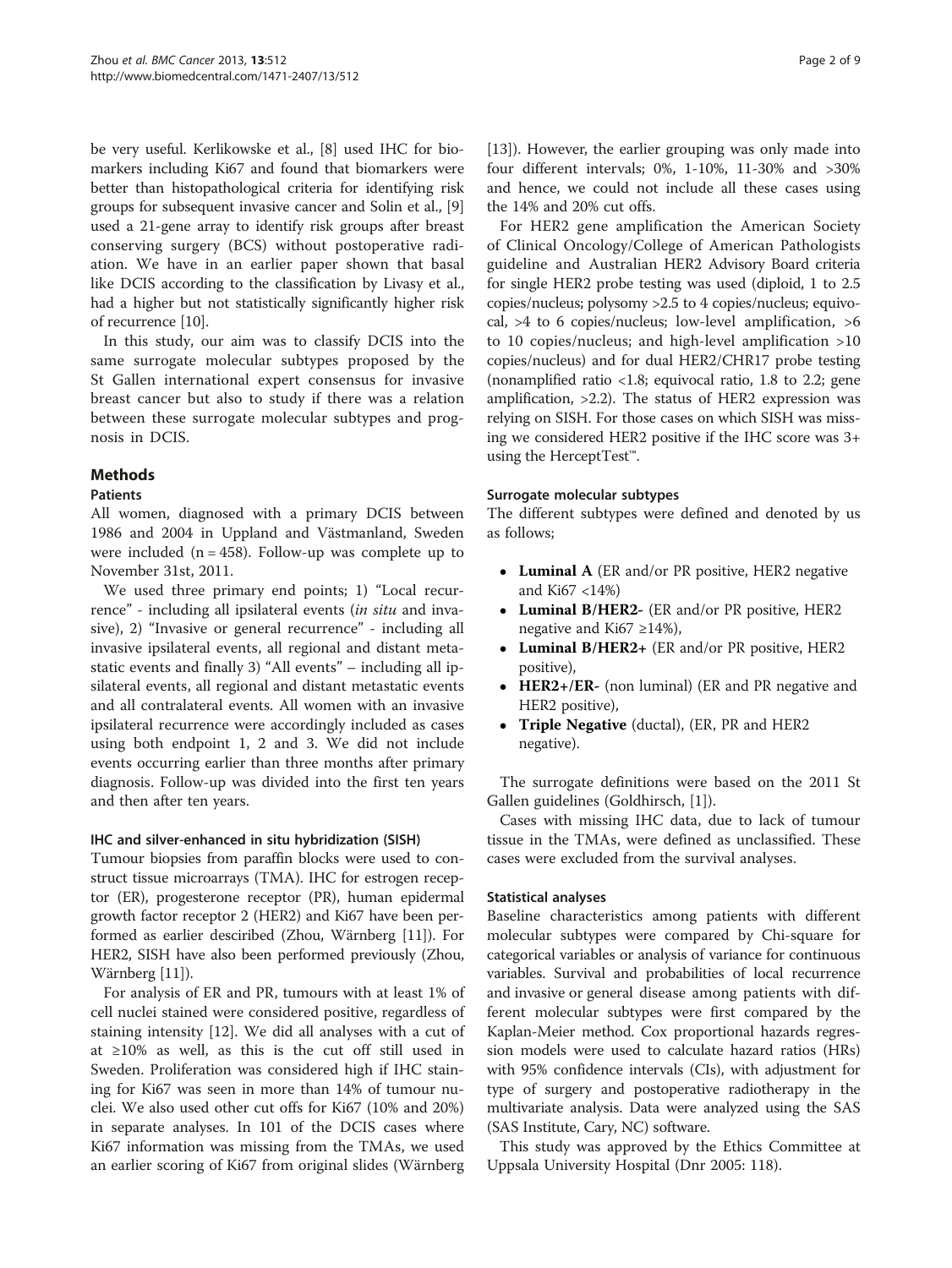be very useful. Kerlikowske et al., [8] used IHC for biomarkers including Ki67 and found that biomarkers were better than histopathological criteria for identifying risk groups for subsequent invasive cancer and Solin et al., [9] used a 21-gene array to identify risk groups after breast conserving surgery (BCS) without postoperative radiation. We have in an earlier paper shown that basal like DCIS according to the classification by Livasy et al., had a higher but not statistically significantly higher risk of recurrence [10].

In this study, our aim was to classify DCIS into the same surrogate molecular subtypes proposed by the St Gallen international expert consensus for invasive breast cancer but also to study if there was a relation between these surrogate molecular subtypes and prognosis in DCIS.

## Methods

### Patients

All women, diagnosed with a primary DCIS between 1986 and 2004 in Uppland and Västmanland, Sweden were included (n = 458). Follow-up was complete up to November 31st, 2011.

We used three primary end points; 1) "Local recurrence" - including all ipsilateral events (*in situ* and invasive), 2) "Invasive or general recurrence" - including all invasive ipsilateral events, all regional and distant metastatic events and finally 3) "All events" – including all ipsilateral events, all regional and distant metastatic events and all contralateral events. All women with an invasive ipsilateral recurrence were accordingly included as cases using both endpoint 1, 2 and 3. We did not include events occurring earlier than three months after primary diagnosis. Follow-up was divided into the first ten years and then after ten years.

#### IHC and silver-enhanced in situ hybridization (SISH)

Tumour biopsies from paraffin blocks were used to construct tissue microarrays (TMA). IHC for estrogen receptor (ER), progesterone receptor (PR), human epidermal growth factor receptor 2 (HER2) and Ki67 have been performed as earlier desciribed (Zhou, Wärnberg [11]). For HER2, SISH have also been performed previously (Zhou, Wärnberg [11]).

For analysis of ER and PR, tumours with at least 1% of cell nuclei stained were considered positive, regardless of staining intensity [12]. We did all analyses with a cut of at ≥10% as well, as this is the cut off still used in Sweden. Proliferation was considered high if IHC staining for Ki67 was seen in more than 14% of tumour nuclei. We also used other cut offs for Ki67 (10% and 20%) in separate analyses. In 101 of the DCIS cases where Ki67 information was missing from the TMAs, we used an earlier scoring of Ki67 from original slides (Wärnberg [13]). However, the earlier grouping was only made into four different intervals; 0%, 1-10%, 11-30% and >30% and hence, we could not include all these cases using the 14% and 20% cut offs.

For HER2 gene amplification the American Society of Clinical Oncology/College of American Pathologists guideline and Australian HER2 Advisory Board criteria for single HER2 probe testing was used (diploid, 1 to 2.5 copies/nucleus; polysomy >2.5 to 4 copies/nucleus; equivocal, >4 to 6 copies/nucleus; low-level amplification, >6 to 10 copies/nucleus; and high-level amplification >10 copies/nucleus) and for dual HER2/CHR17 probe testing (nonamplified ratio <1.8; equivocal ratio, 1.8 to 2.2; gene amplification, >2.2). The status of HER2 expression was relying on SISH. For those cases on which SISH was missing we considered HER2 positive if the IHC score was 3+ using the HerceptTest™.

#### Surrogate molecular subtypes

The different subtypes were defined and denoted by us as follows;

- **Luminal A** (ER and/or PR positive, HER2 negative and Ki67 <14%)
- **Luminal B/HER2-** (ER and/or PR positive, HER2 negative and Ki67 ≥14%),
- **Luminal B/HER2+** (ER and/or PR positive, HER2 positive),
- **HER2+/ER-** (non luminal) (ER and PR negative and HER2 positive),
- **Triple Negative** (ductal), (ER, PR and HER2 negative).

The surrogate definitions were based on the 2011 St Gallen guidelines (Goldhirsch, [1]).

Cases with missing IHC data, due to lack of tumour tissue in the TMAs, were defined as unclassified. These cases were excluded from the survival analyses.

#### Statistical analyses

Baseline characteristics among patients with different molecular subtypes were compared by Chi-square for categorical variables or analysis of variance for continuous variables. Survival and probabilities of local recurrence and invasive or general disease among patients with different molecular subtypes were first compared by the Kaplan-Meier method. Cox proportional hazards regression models were used to calculate hazard ratios (HRs) with 95% confidence intervals (CIs), with adjustment for type of surgery and postoperative radiotherapy in the multivariate analysis. Data were analyzed using the SAS (SAS Institute, Cary, NC) software.

This study was approved by the Ethics Committee at Uppsala University Hospital (Dnr 2005: 118).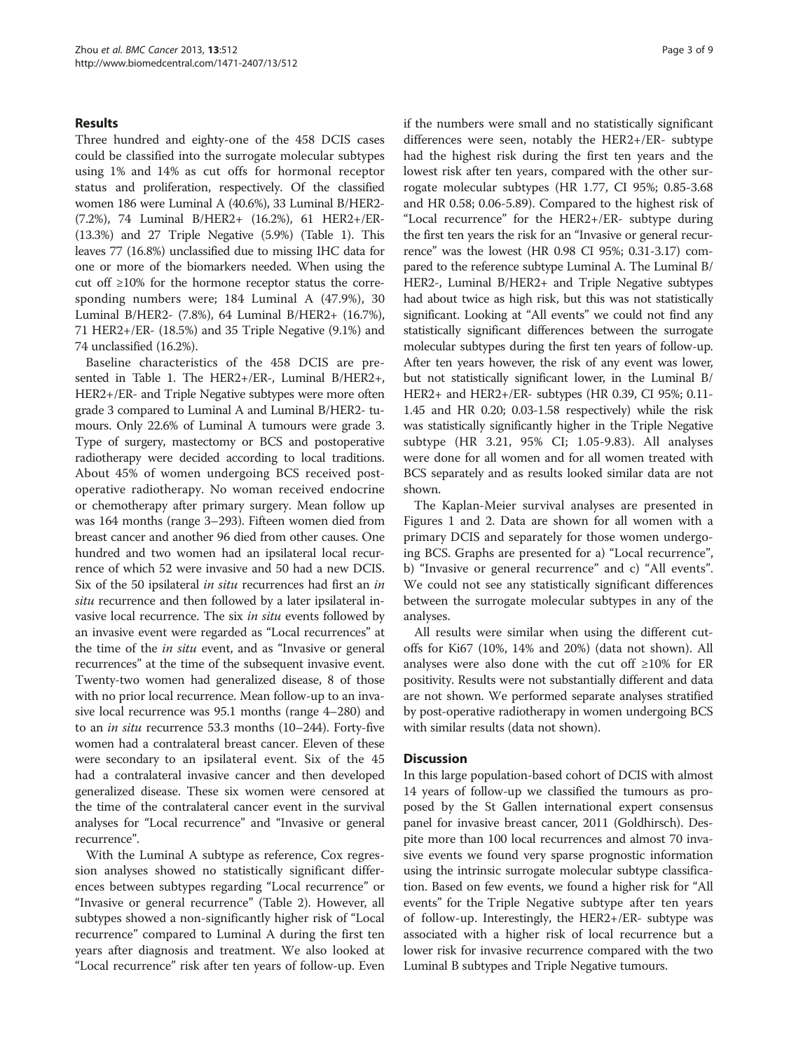## Results

Three hundred and eighty-one of the 458 DCIS cases could be classified into the surrogate molecular subtypes using 1% and 14% as cut offs for hormonal receptor status and proliferation, respectively. Of the classified women 186 were Luminal A (40.6%), 33 Luminal B/HER2- (7.2%), 74 Luminal B/HER2+ (16.2%), 61 HER2+/ER- (13.3%) and 27 Triple Negative (5.9%) (Table 1). This leaves 77 (16.8%) unclassified due to missing IHC data for one or more of the biomarkers needed. When using the cut off ≥10% for the hormone receptor status the corresponding numbers were; 184 Luminal A (47.9%), 30 Luminal B/HER2- (7.8%), 64 Luminal B/HER2+ (16.7%), 71 HER2+/ER- (18.5%) and 35 Triple Negative (9.1%) and 74 unclassified (16.2%).

Baseline characteristics of the 458 DCIS are presented in Table 1. The HER2+/ER-, Luminal B/HER2+, HER2+/ER- and Triple Negative subtypes were more often grade 3 compared to Luminal A and Luminal B/HER2- tumours. Only 22.6% of Luminal A tumours were grade 3. Type of surgery, mastectomy or BCS and postoperative radiotherapy were decided according to local traditions. About 45% of women undergoing BCS received postoperative radiotherapy. No woman received endocrine or chemotherapy after primary surgery. Mean follow up was 164 months (range 3–293). Fifteen women died from breast cancer and another 96 died from other causes. One hundred and two women had an ipsilateral local recurrence of which 52 were invasive and 50 had a new DCIS. Six of the 50 ipsilateral *in situ* recurrences had first an *in situ* recurrence and then followed by a later ipsilateral invasive local recurrence. The six *in situ* events followed by an invasive event were regarded as "Local recurrences" at the time of the *in situ* event, and as "Invasive or general recurrences" at the time of the subsequent invasive event. Twenty-two women had generalized disease, 8 of those with no prior local recurrence. Mean follow-up to an invasive local recurrence was 95.1 months (range 4–280) and to an *in situ* recurrence 53.3 months (10–244). Forty-five women had a contralateral breast cancer. Eleven of these were secondary to an ipsilateral event. Six of the 45 had a contralateral invasive cancer and then developed generalized disease. These six women were censored at the time of the contralateral cancer event in the survival analyses for "Local recurrence" and "Invasive or general recurrence".

With the Luminal A subtype as reference, Cox regression analyses showed no statistically significant differences between subtypes regarding "Local recurrence" or "Invasive or general recurrence" (Table 2). However, all subtypes showed a non-significantly higher risk of "Local recurrence" compared to Luminal A during the first ten years after diagnosis and treatment. We also looked at "Local recurrence" risk after ten years of follow-up. Even if the numbers were small and no statistically significant differences were seen, notably the HER2+/ER- subtype had the highest risk during the first ten years and the lowest risk after ten years, compared with the other surrogate molecular subtypes (HR 1.77, CI 95%; 0.85-3.68 and HR 0.58; 0.06-5.89). Compared to the highest risk of "Local recurrence" for the HER2+/ER- subtype during the first ten years the risk for an "Invasive or general recurrence" was the lowest (HR 0.98 CI 95%; 0.31-3.17) compared to the reference subtype Luminal A. The Luminal B/HER2-, Luminal B/HER2+ and Triple Negative subtypes had about twice as high risk, but this was not statistically significant. Looking at "All events" we could not find any statistically significant differences between the surrogate molecular subtypes during the first ten years of follow-up. After ten years however, the risk of any event was lower, but not statistically significant lower, in the Luminal B/HER2+ and HER2+/ER- subtypes (HR 0.39, CI 95%; 0.11-1.45 and HR 0.20; 0.03-1.58 respectively) while the risk was statistically significantly higher in the Triple Negative subtype (HR 3.21, 95% CI; 1.05-9.83). All analyses were done for all women and for all women treated with BCS separately and as results looked similar data are not shown.

The Kaplan-Meier survival analyses are presented in Figures 1 and 2. Data are shown for all women with a primary DCIS and separately for those women undergoing BCS. Graphs are presented for a) "Local recurrence", b) "Invasive or general recurrence" and c) "All events". We could not see any statistically significant differences between the surrogate molecular subtypes in any of the analyses.

All results were similar when using the different cutoffs for Ki67 (10%, 14% and 20%) (data not shown). All analyses were also done with the cut off ≥10% for ER positivity. Results were not substantially different and data are not shown. We performed separate analyses stratified by post-operative radiotherapy in women undergoing BCS with similar results (data not shown).

## Discussion

In this large population-based cohort of DCIS with almost 14 years of follow-up we classified the tumours as proposed by the St Gallen international expert consensus panel for invasive breast cancer, 2011 (Goldhirsch). Despite more than 100 local recurrences and almost 70 invasive events we found very sparse prognostic information using the intrinsic surrogate molecular subtype classification. Based on few events, we found a higher risk for "All events" for the Triple Negative subtype after ten years of follow-up. Interestingly, the HER2+/ER- subtype was associated with a higher risk of local recurrence but a lower risk for invasive recurrence compared with the two Luminal B subtypes and Triple Negative tumours.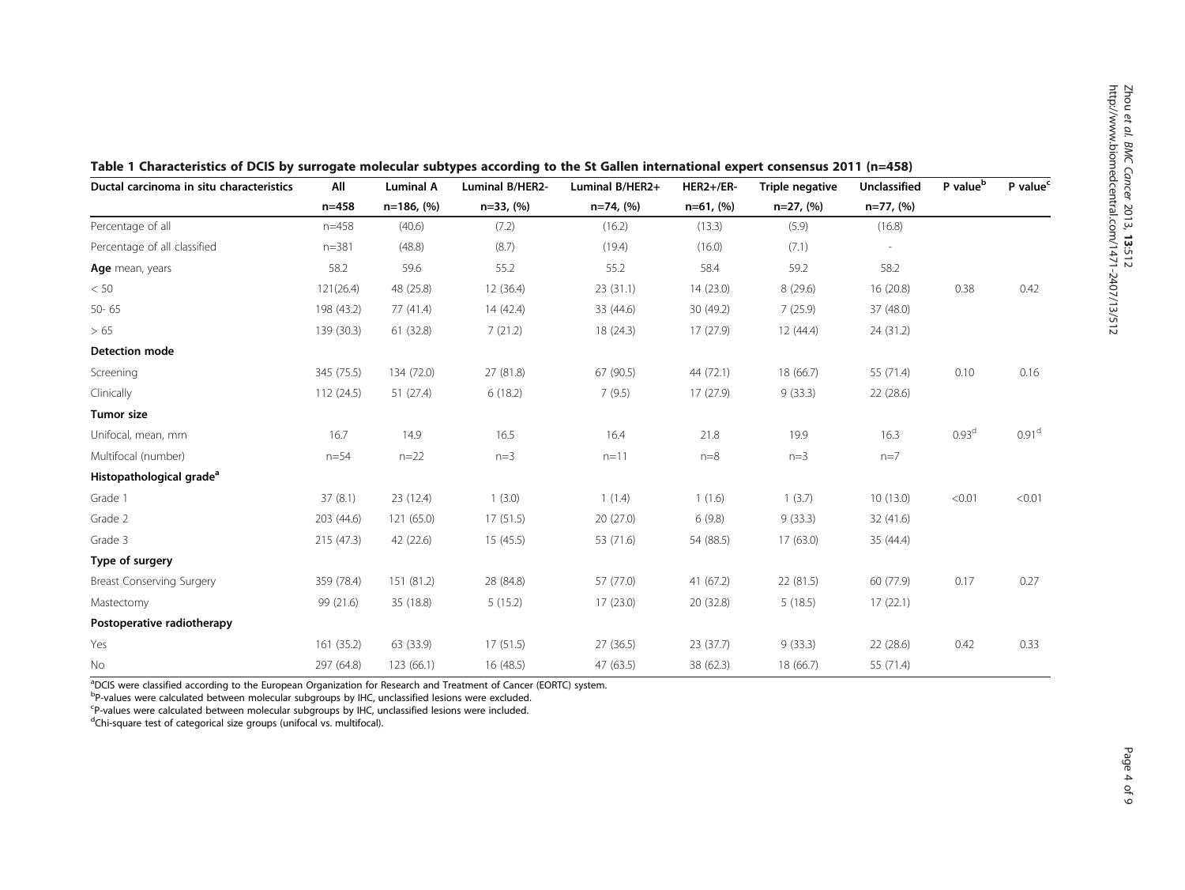**Table 1 Characteristics of DCIS by surrogate molecular subtypes according to the St Gallen international expert consensus 2011 (n=458)**

| Ductal carcinoma in situ characteristics | All | Luminal A | Luminal B/HER2- | Luminal B/HER2+ | HER2+/ER- | Triple negative | Unclassified | P value[b] | P value[c] |
|---|---|---|---|---|---|---|---|---|---|
| | n=458 | n=186, (%) | n=33, (%) | n=74, (%) | n=61, (%) | n=27, (%) | n=77, (%) | | |
| Percentage of all | n=458 | (40.6) | (7.2) | (16.2) | (13.3) | (5.9) | (16.8) | | |
| Percentage of all classified | n=381 | (48.8) | (8.7) | (19.4) | (16.0) | (7.1) | - | | |
| **Age** mean, years | 58.2 | 59.6 | 55.2 | 55.2 | 58.4 | 59.2 | 58.2 | | |
| < 50 | 121(26.4) | 48 (25.8) | 12 (36.4) | 23 (31.1) | 14 (23.0) | 8 (29.6) | 16 (20.8) | 0.38 | 0.42 |
| 50- 65 | 198 (43.2) | 77 (41.4) | 14 (42.4) | 33 (44.6) | 30 (49.2) | 7 (25.9) | 37 (48.0) | | |
| > 65 | 139 (30.3) | 61 (32.8) | 7 (21.2) | 18 (24.3) | 17 (27.9) | 12 (44.4) | 24 (31.2) | | |
| **Detection mode** | | | | | | | | | |
| Screening | 345 (75.5) | 134 (72.0) | 27 (81.8) | 67 (90.5) | 44 (72.1) | 18 (66.7) | 55 (71.4) | 0.10 | 0.16 |
| Clinically | 112 (24.5) | 51 (27.4) | 6 (18.2) | 7 (9.5) | 17 (27.9) | 9 (33.3) | 22 (28.6) | | |
| **Tumor size** | | | | | | | | | |
| Unifocal, mean, mm | 16.7 | 14.9 | 16.5 | 16.4 | 21.8 | 19.9 | 16.3 | 0.93[d] | 0.91[d] |
| Multifocal (number) | n=54 | n=22 | n=3 | n=11 | n=8 | n=3 | n=7 | | |
| **Histopathological grade[a]** | | | | | | | | | |
| Grade 1 | 37 (8.1) | 23 (12.4) | 1 (3.0) | 1 (1.4) | 1 (1.6) | 1 (3.7) | 10 (13.0) | <0.01 | <0.01 |
| Grade 2 | 203 (44.6) | 121 (65.0) | 17 (51.5) | 20 (27.0) | 6 (9.8) | 9 (33.3) | 32 (41.6) | | |
| Grade 3 | 215 (47.3) | 42 (22.6) | 15 (45.5) | 53 (71.6) | 54 (88.5) | 17 (63.0) | 35 (44.4) | | |
| **Type of surgery** | | | | | | | | | |
| Breast Conserving Surgery | 359 (78.4) | 151 (81.2) | 28 (84.8) | 57 (77.0) | 41 (67.2) | 22 (81.5) | 60 (77.9) | 0.17 | 0.27 |
| Mastectomy | 99 (21.6) | 35 (18.8) | 5 (15.2) | 17 (23.0) | 20 (32.8) | 5 (18.5) | 17 (22.1) | | |
| **Postoperative radiotherapy** | | | | | | | | | |
| Yes | 161 (35.2) | 63 (33.9) | 17 (51.5) | 27 (36.5) | 23 (37.7) | 9 (33.3) | 22 (28.6) | 0.42 | 0.33 |
| No | 297 (64.8) | 123 (66.1) | 16 (48.5) | 47 (63.5) | 38 (62.3) | 18 (66.7) | 55 (71.4) | | |

[a]DCIS were classified according to the European Organization for Research and Treatment of Cancer (EORTC) system.
[b]P-values were calculated between molecular subgroups by IHC, unclassified lesions were excluded.
[c]P-values were calculated between molecular subgroups by IHC, unclassified lesions were included.
[d]Chi-square test of categorical size groups (unifocal vs. multifocal).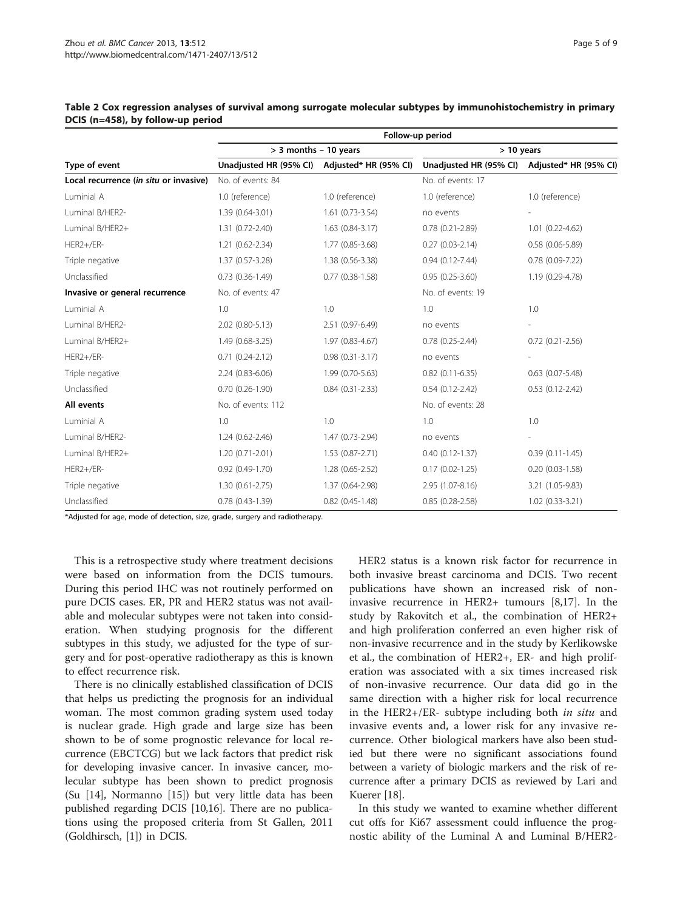**Table 2 Cox regression analyses of survival among surrogate molecular subtypes by immunohistochemistry in primary DCIS (n=458), by follow-up period**

| | Follow-up period | | | |
|---|---|---|---|---|
| | > 3 months – 10 years | | > 10 years | |
| Type of event | Unadjusted HR (95% CI) | Adjusted* HR (95% CI) | Unadjusted HR (95% CI) | Adjusted* HR (95% CI) |
| **Local recurrence (*in situ* or invasive)** | No. of events: 84 | | No. of events: 17 | |
| Luminial A | 1.0 (reference) | 1.0 (reference) | 1.0 (reference) | 1.0 (reference) |
| Luminal B/HER2- | 1.39 (0.64-3.01) | 1.61 (0.73-3.54) | no events | - |
| Luminal B/HER2+ | 1.31 (0.72-2.40) | 1.63 (0.84-3.17) | 0.78 (0.21-2.89) | 1.01 (0.22-4.62) |
| HER2+/ER- | 1.21 (0.62-2.34) | 1.77 (0.85-3.68) | 0.27 (0.03-2.14) | 0.58 (0.06-5.89) |
| Triple negative | 1.37 (0.57-3.28) | 1.38 (0.56-3.38) | 0.94 (0.12-7.44) | 0.78 (0.09-7.22) |
| Unclassified | 0.73 (0.36-1.49) | 0.77 (0.38-1.58) | 0.95 (0.25-3.60) | 1.19 (0.29-4.78) |
| **Invasive or general recurrence** | No. of events: 47 | | No. of events: 19 | |
| Luminial A | 1.0 | 1.0 | 1.0 | 1.0 |
| Luminal B/HER2- | 2.02 (0.80-5.13) | 2.51 (0.97-6.49) | no events | - |
| Luminal B/HER2+ | 1.49 (0.68-3.25) | 1.97 (0.83-4.67) | 0.78 (0.25-2.44) | 0.72 (0.21-2.56) |
| HER2+/ER- | 0.71 (0.24-2.12) | 0.98 (0.31-3.17) | no events | - |
| Triple negative | 2.24 (0.83-6.06) | 1.99 (0.70-5.63) | 0.82 (0.11-6.35) | 0.63 (0.07-5.48) |
| Unclassified | 0.70 (0.26-1.90) | 0.84 (0.31-2.33) | 0.54 (0.12-2.42) | 0.53 (0.12-2.42) |
| **All events** | No. of events: 112 | | No. of events: 28 | |
| Luminial A | 1.0 | 1.0 | 1.0 | 1.0 |
| Luminal B/HER2- | 1.24 (0.62-2.46) | 1.47 (0.73-2.94) | no events | - |
| Luminal B/HER2+ | 1.20 (0.71-2.01) | 1.53 (0.87-2.71) | 0.40 (0.12-1.37) | 0.39 (0.11-1.45) |
| HER2+/ER- | 0.92 (0.49-1.70) | 1.28 (0.65-2.52) | 0.17 (0.02-1.25) | 0.20 (0.03-1.58) |
| Triple negative | 1.30 (0.61-2.75) | 1.37 (0.64-2.98) | 2.95 (1.07-8.16) | 3.21 (1.05-9.83) |
| Unclassified | 0.78 (0.43-1.39) | 0.82 (0.45-1.48) | 0.85 (0.28-2.58) | 1.02 (0.33-3.21) |

*Adjusted for age, mode of detection, size, grade, surgery and radiotherapy.

This is a retrospective study where treatment decisions were based on information from the DCIS tumours. During this period IHC was not routinely performed on pure DCIS cases. ER, PR and HER2 status was not available and molecular subtypes were not taken into consideration. When studying prognosis for the different subtypes in this study, we adjusted for the type of surgery and for post-operative radiotherapy as this is known to effect recurrence risk.

There is no clinically established classification of DCIS that helps us predicting the prognosis for an individual woman. The most common grading system used today is nuclear grade. High grade and large size has been shown to be of some prognostic relevance for local recurrence (EBCTCG) but we lack factors that predict risk for developing invasive cancer. In invasive cancer, molecular subtype has been shown to predict prognosis (Su [14], Normanno [15]) but very little data has been published regarding DCIS [10,16]. There are no publications using the proposed criteria from St Gallen, 2011 (Goldhirsch, [1]) in DCIS.

HER2 status is a known risk factor for recurrence in both invasive breast carcinoma and DCIS. Two recent publications have shown an increased risk of non-invasive recurrence in HER2+ tumours [8,17]. In the study by Rakovitch et al., the combination of HER2+ and high proliferation conferred an even higher risk of non-invasive recurrence and in the study by Kerlikowske et al., the combination of HER2+, ER- and high proliferation was associated with a six times increased risk of non-invasive recurrence. Our data did go in the same direction with a higher risk for local recurrence in the HER2+/ER- subtype including both *in situ* and invasive events and, a lower risk for any invasive recurrence. Other biological markers have also been studied but there were no significant associations found between a variety of biologic markers and the risk of recurrence after a primary DCIS as reviewed by Lari and Kuerer [18].

In this study we wanted to examine whether different cut offs for Ki67 assessment could influence the prognostic ability of the Luminal A and Luminal B/HER2-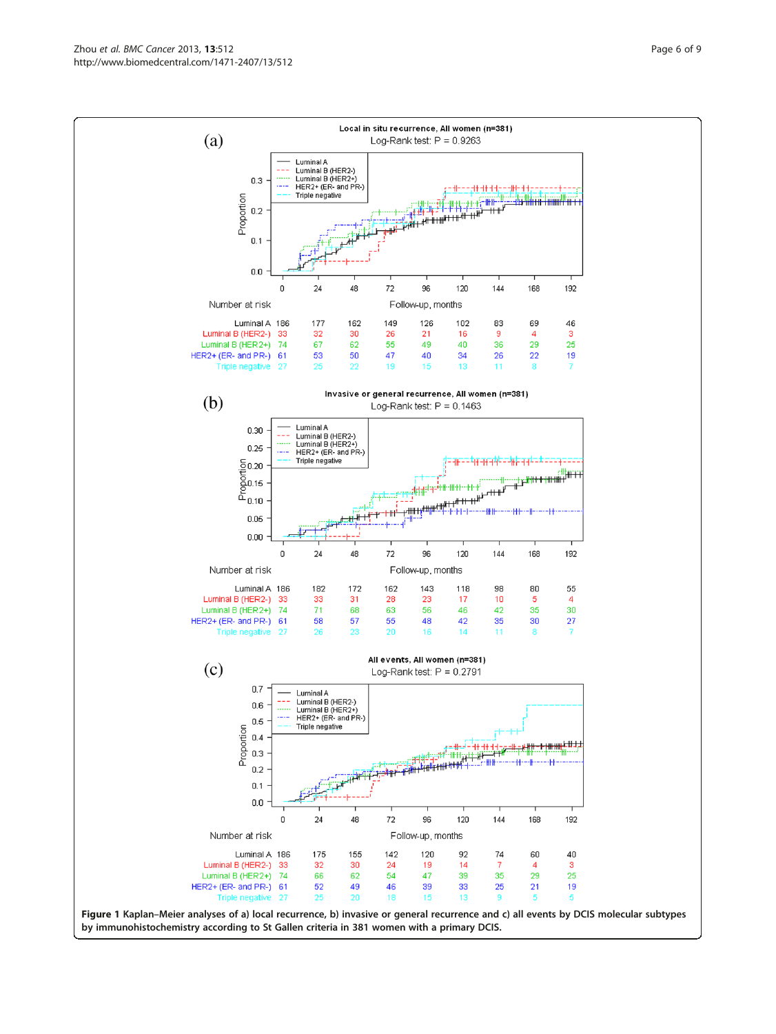(a)

**Local in situ recurrence, All women (n=381)**

Log-Rank test: P = 0.9263

Number at risk

| | 0 | 24 | 48 | 72 | 96 | 120 | 144 | 168 | 192 |
|---|---|---|---|---|---|---|---|---|---|
| Luminal A | 186 | 177 | 162 | 149 | 126 | 102 | 83 | 69 | 46 |
| Luminal B (HER2-) | 33 | 32 | 30 | 26 | 21 | 16 | 9 | 4 | 3 |
| Luminal B (HER2+) | 74 | 67 | 62 | 55 | 49 | 40 | 36 | 29 | 25 |
| HER2+ (ER- and PR-) | 61 | 53 | 50 | 47 | 40 | 34 | 26 | 22 | 19 |
| Triple negative | 27 | 25 | 22 | 19 | 15 | 13 | 11 | 8 | 7 |

(b)

**Invasive or general recurrence, All women (n=381)**

Log-Rank test: P = 0.1463

Number at risk

| | 0 | 24 | 48 | 72 | 96 | 120 | 144 | 168 | 192 |
|---|---|---|---|---|---|---|---|---|---|
| Luminal A | 186 | 182 | 172 | 162 | 143 | 118 | 98 | 80 | 55 |
| Luminal B (HER2-) | 33 | 33 | 31 | 28 | 23 | 17 | 10 | 5 | 4 |
| Luminal B (HER2+) | 74 | 71 | 68 | 63 | 56 | 46 | 42 | 35 | 30 |
| HER2+ (ER- and PR-) | 61 | 58 | 57 | 55 | 48 | 42 | 35 | 30 | 27 |
| Triple negative | 27 | 26 | 23 | 20 | 16 | 14 | 11 | 8 | 7 |

(c)

**All events, All women (n=381)**

Log-Rank test: P = 0.2791

Number at risk

| | 0 | 24 | 48 | 72 | 96 | 120 | 144 | 168 | 192 |
|---|---|---|---|---|---|---|---|---|---|
| Luminal A | 186 | 175 | 155 | 142 | 120 | 92 | 74 | 60 | 40 |
| Luminal B (HER2-) | 33 | 32 | 30 | 24 | 19 | 14 | 7 | 4 | 3 |
| Luminal B (HER2+) | 74 | 66 | 62 | 54 | 47 | 39 | 35 | 29 | 25 |
| HER2+ (ER- and PR-) | 61 | 52 | 49 | 46 | 39 | 33 | 25 | 21 | 19 |
| Triple negative | 27 | 25 | 20 | 18 | 15 | 13 | 9 | 5 | 5 |

**Figure 1 Kaplan–Meier analyses of a) local recurrence, b) invasive or general recurrence and c) all events by DCIS molecular subtypes by immunohistochemistry according to St Gallen criteria in 381 women with a primary DCIS.**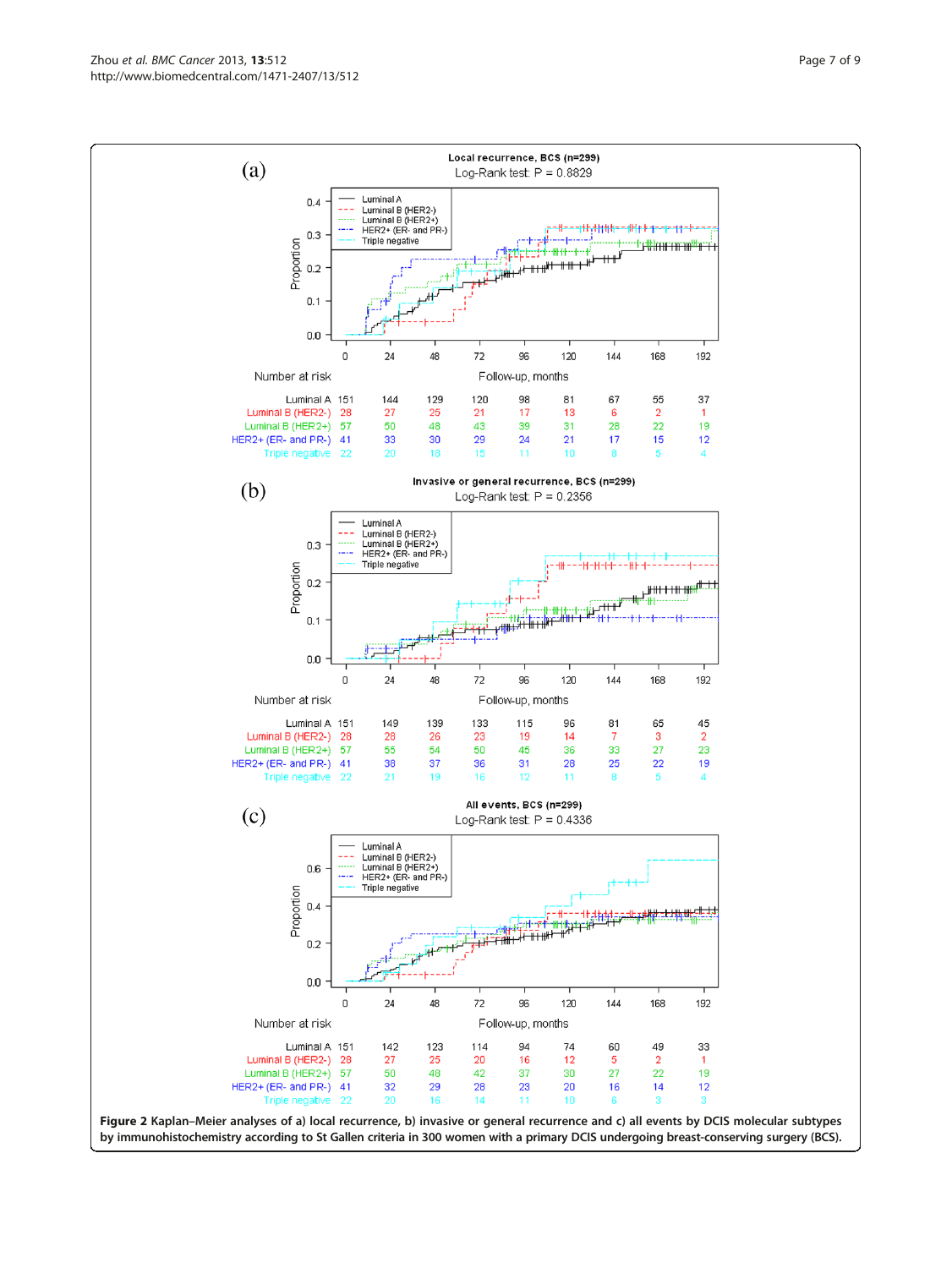(a)

**Local recurrence, BCS (n=299)**

Log-Rank test: P = 0.8829

Number at risk

| | 0 | 24 | 48 | 72 | 96 | 120 | 144 | 168 | 192 |
|---|---|---|---|---|---|---|---|---|---|
| Luminal A | 151 | 144 | 129 | 120 | 98 | 81 | 67 | 55 | 37 |
| Luminal B (HER2-) | 28 | 27 | 25 | 21 | 17 | 13 | 6 | 2 | 1 |
| Luminal B (HER2+) | 57 | 50 | 48 | 43 | 39 | 31 | 28 | 22 | 19 |
| HER2+ (ER- and PR-) | 41 | 33 | 30 | 29 | 24 | 21 | 17 | 15 | 12 |
| Triple negative | 22 | 20 | 18 | 15 | 11 | 10 | 8 | 5 | 4 |

(b)

**Invasive or general recurrence, BCS (n=299)**

Log-Rank test: P = 0.2356

Number at risk

| | 0 | 24 | 48 | 72 | 96 | 120 | 144 | 168 | 192 |
|---|---|---|---|---|---|---|---|---|---|
| Luminal A | 151 | 149 | 139 | 133 | 115 | 96 | 81 | 65 | 45 |
| Luminal B (HER2-) | 28 | 28 | 26 | 23 | 19 | 14 | 7 | 3 | 2 |
| Luminal B (HER2+) | 57 | 55 | 54 | 50 | 45 | 36 | 33 | 27 | 23 |
| HER2+ (ER- and PR-) | 41 | 38 | 37 | 36 | 31 | 28 | 25 | 22 | 19 |
| Triple negative | 22 | 21 | 19 | 16 | 12 | 11 | 8 | 5 | 4 |

(c)

**All events, BCS (n=299)**

Log-Rank test: P = 0.4336

Number at risk

| | 0 | 24 | 48 | 72 | 96 | 120 | 144 | 168 | 192 |
|---|---|---|---|---|---|---|---|---|---|
| Luminal A | 151 | 142 | 123 | 114 | 94 | 74 | 60 | 49 | 33 |
| Luminal B (HER2-) | 28 | 27 | 25 | 20 | 16 | 12 | 5 | 2 | 1 |
| Luminal B (HER2+) | 57 | 50 | 48 | 42 | 37 | 30 | 27 | 22 | 19 |
| HER2+ (ER- and PR-) | 41 | 32 | 29 | 28 | 23 | 20 | 16 | 14 | 12 |
| Triple negative | 22 | 20 | 16 | 14 | 11 | 10 | 6 | 3 | 3 |

**Figure 2** Kaplan–Meier analyses of a) local recurrence, b) invasive or general recurrence and c) all events by DCIS molecular subtypes by immunohistochemistry according to St Gallen criteria in 300 women with a primary DCIS undergoing breast-conserving surgery (BCS).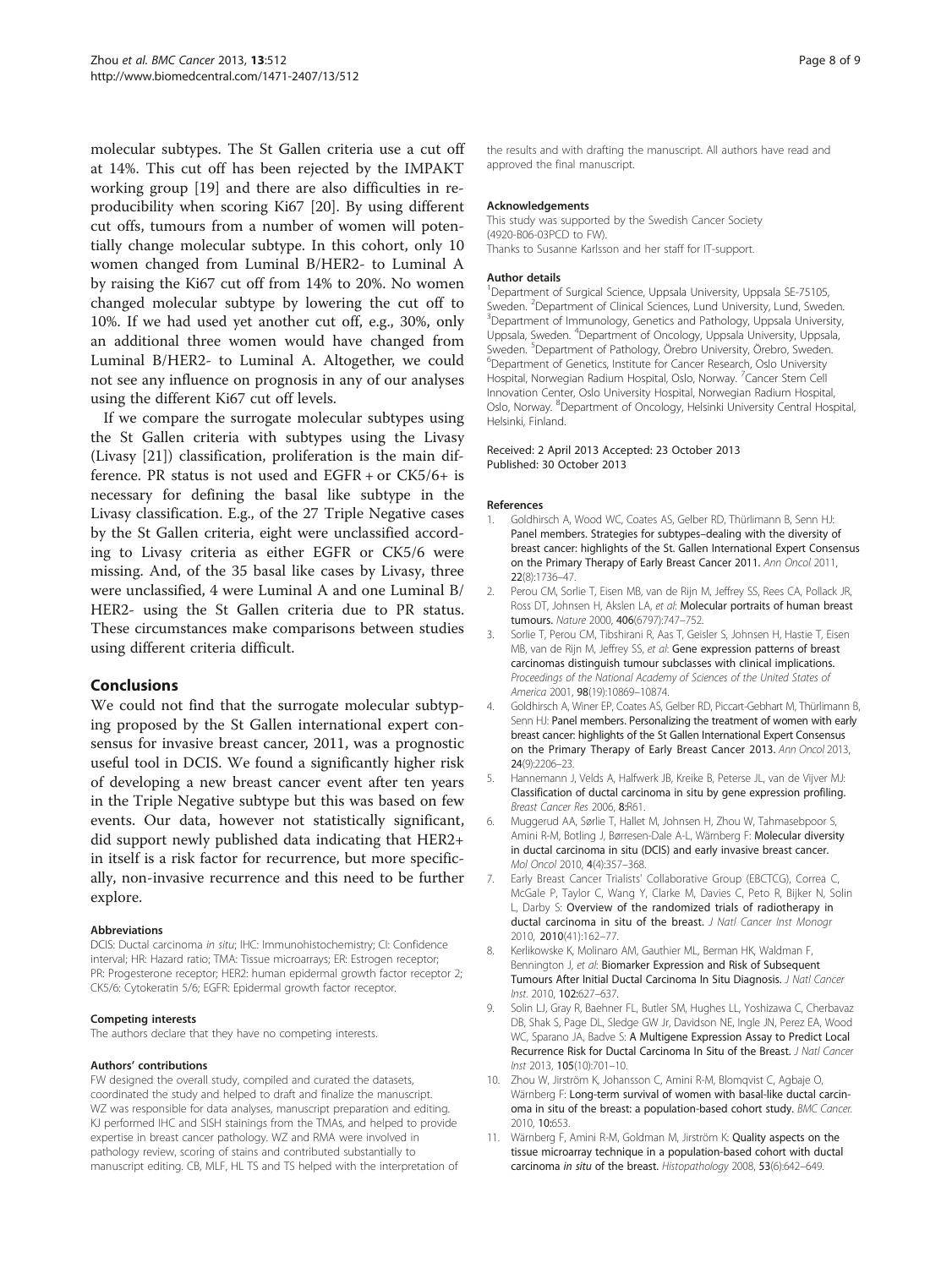molecular subtypes. The St Gallen criteria use a cut off at 14%. This cut off has been rejected by the IMPAKT working group [19] and there are also difficulties in reproducibility when scoring Ki67 [20]. By using different cut offs, tumours from a number of women will potentially change molecular subtype. In this cohort, only 10 women changed from Luminal B/HER2- to Luminal A by raising the Ki67 cut off from 14% to 20%. No women changed molecular subtype by lowering the cut off to 10%. If we had used yet another cut off, e.g., 30%, only an additional three women would have changed from Luminal B/HER2- to Luminal A. Altogether, we could not see any influence on prognosis in any of our analyses using the different Ki67 cut off levels.

If we compare the surrogate molecular subtypes using the St Gallen criteria with subtypes using the Livasy (Livasy [21]) classification, proliferation is the main difference. PR status is not used and EGFR + or CK5/6+ is necessary for defining the basal like subtype in the Livasy classification. E.g., of the 27 Triple Negative cases by the St Gallen criteria, eight were unclassified according to Livasy criteria as either EGFR or CK5/6 were missing. And, of the 35 basal like cases by Livasy, three were unclassified, 4 were Luminal A and one Luminal B/HER2- using the St Gallen criteria due to PR status. These circumstances make comparisons between studies using different criteria difficult.

## Conclusions

We could not find that the surrogate molecular subtyping proposed by the St Gallen international expert consensus for invasive breast cancer, 2011, was a prognostic useful tool in DCIS. We found a significantly higher risk of developing a new breast cancer event after ten years in the Triple Negative subtype but this was based on few events. Our data, however not statistically significant, did support newly published data indicating that HER2+ in itself is a risk factor for recurrence, but more specifically, non-invasive recurrence and this need to be further explore.

#### Abbreviations

DCIS: Ductal carcinoma *in situ*; IHC: Immunohistochemistry; CI: Confidence interval; HR: Hazard ratio; TMA: Tissue microarrays; ER: Estrogen receptor; PR: Progesterone receptor; HER2: human epidermal growth factor receptor 2; CK5/6: Cytokeratin 5/6; EGFR: Epidermal growth factor receptor.

#### Competing interests

The authors declare that they have no competing interests.

#### Authors' contributions

FW designed the overall study, compiled and curated the datasets, coordinated the study and helped to draft and finalize the manuscript. WZ was responsible for data analyses, manuscript preparation and editing. KJ performed IHC and SISH stainings from the TMAs, and helped to provide expertise in breast cancer pathology. WZ and RMA were involved in pathology review, scoring of stains and contributed substantially to manuscript editing. CB, MLF, HL TS and TS helped with the interpretation of the results and with drafting the manuscript. All authors have read and approved the final manuscript.

#### Acknowledgements

This study was supported by the Swedish Cancer Society (4920-B06-03PCD to FW).
Thanks to Susanne Karlsson and her staff for IT-support.

#### Author details

[1]Department of Surgical Science, Uppsala University, Uppsala SE-75105, Sweden. [2]Department of Clinical Sciences, Lund University, Lund, Sweden. [3]Department of Immunology, Genetics and Pathology, Uppsala University, Uppsala, Sweden. [4]Department of Oncology, Uppsala University, Uppsala, Sweden. [5]Department of Pathology, Örebro University, Örebro, Sweden. [6]Department of Genetics, Institute for Cancer Research, Oslo University Hospital, Norwegian Radium Hospital, Oslo, Norway. [7]Cancer Stem Cell Innovation Center, Oslo University Hospital, Norwegian Radium Hospital, Oslo, Norway. [8]Department of Oncology, Helsinki University Central Hospital, Helsinki, Finland.

Received: 2 April 2013 Accepted: 23 October 2013
Published: 30 October 2013

#### References

1. Goldhirsch A, Wood WC, Coates AS, Gelber RD, Thürlimann B, Senn HJ: **Panel members. Strategies for subtypes–dealing with the diversity of breast cancer: highlights of the St. Gallen International Expert Consensus on the Primary Therapy of Early Breast Cancer 2011.** *Ann Oncol* 2011, **22**(8):1736–47.
2. Perou CM, Sorlie T, Eisen MB, van de Rijn M, Jeffrey SS, Rees CA, Pollack JR, Ross DT, Johnsen H, Akslen LA, *et al*: **Molecular portraits of human breast tumours.** *Nature* 2000, **406**(6797):747–752.
3. Sorlie T, Perou CM, Tibshirani R, Aas T, Geisler S, Johnsen H, Hastie T, Eisen MB, van de Rijn M, Jeffrey SS, *et al*: **Gene expression patterns of breast carcinomas distinguish tumour subclasses with clinical implications.** *Proceedings of the National Academy of Sciences of the United States of America* 2001, **98**(19):10869–10874.
4. Goldhirsch A, Winer EP, Coates AS, Gelber RD, Piccart-Gebhart M, Thürlimann B, Senn HJ: **Panel members. Personalizing the treatment of women with early breast cancer: highlights of the St Gallen International Expert Consensus on the Primary Therapy of Early Breast Cancer 2013.** *Ann Oncol* 2013, **24**(9):2206–23.
5. Hannemann J, Velds A, Halfwerk JB, Kreike B, Peterse JL, van de Vijver MJ: **Classification of ductal carcinoma in situ by gene expression profiling.** *Breast Cancer Res* 2006, **8**:R61.
6. Muggerud AA, Sørlie T, Hallet M, Johnsen H, Zhou W, Tahmasebpoor S, Amini R-M, Botling J, Børresen-Dale A-L, Wärnberg F: **Molecular diversity in ductal carcinoma in situ (DCIS) and early invasive breast cancer.** *Mol Oncol* 2010, **4**(4):357–368.
7. Early Breast Cancer Trialists' Collaborative Group (EBCTCG), Correa C, McGale P, Taylor C, Wang Y, Clarke M, Davies C, Peto R, Bijker N, Solin L, Darby S: **Overview of the randomized trials of radiotherapy in ductal carcinoma in situ of the breast.** *J Natl Cancer Inst Monogr* 2010, **2010**(41):162–77.
8. Kerlikowske K, Molinaro AM, Gauthier ML, Berman HK, Waldman F, Bennington J, *et al*: **Biomarker Expression and Risk of Subsequent Tumours After Initial Ductal Carcinoma In Situ Diagnosis.** *J Natl Cancer Inst.* 2010, **102**:627–637.
9. Solin LJ, Gray R, Baehner FL, Butler SM, Hughes LL, Yoshizawa C, Cherbavaz DB, Shak S, Page DL, Sledge GW Jr, Davidson NE, Ingle JN, Perez EA, Wood WC, Sparano JA, Badve S: **A Multigene Expression Assay to Predict Local Recurrence Risk for Ductal Carcinoma In Situ of the Breast.** *J Natl Cancer Inst* 2013, **105**(10):701–10.
10. Zhou W, Jirström K, Johansson C, Amini R-M, Blomqvist C, Agbaje O, Wärnberg F: **Long-term survival of women with basal-like ductal carcinoma in situ of the breast: a population-based cohort study.** *BMC Cancer.* 2010, **10**:653.
11. Wärnberg F, Amini R-M, Goldman M, Jirström K: **Quality aspects on the tissue microarray technique in a population-based cohort with ductal carcinoma *in situ* of the breast.** *Histopathology* 2008, **53**(6):642–649.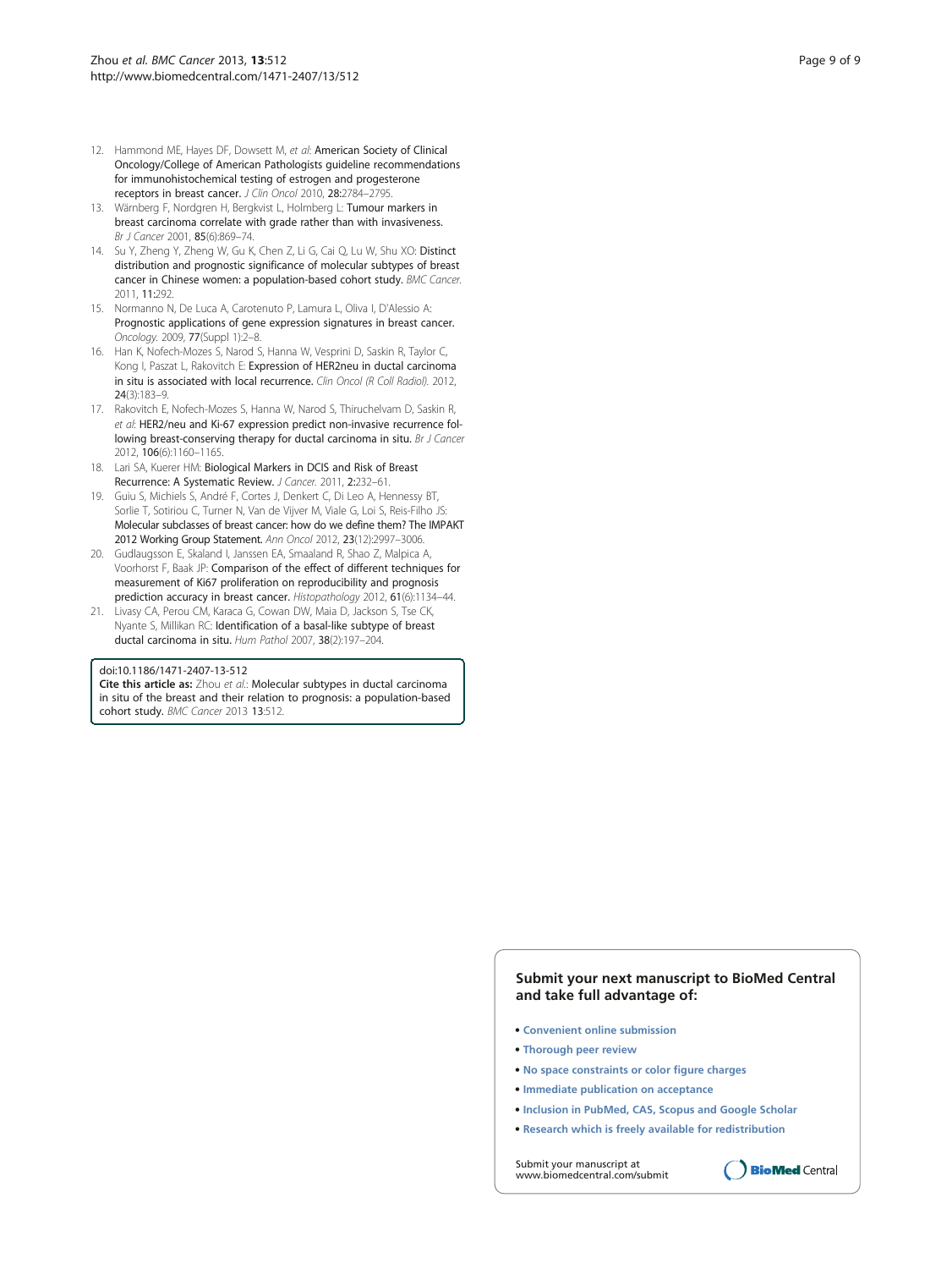12. Hammond ME, Hayes DF, Dowsett M, *et al*: American Society of Clinical Oncology/College of American Pathologists guideline recommendations for immunohistochemical testing of estrogen and progesterone receptors in breast cancer. *J Clin Oncol* 2010, **28:**2784–2795.
13. Wärnberg F, Nordgren H, Bergkvist L, Holmberg L: Tumour markers in breast carcinoma correlate with grade rather than with invasiveness. *Br J Cancer* 2001, **85**(6):869–74.
14. Su Y, Zheng Y, Zheng W, Gu K, Chen Z, Li G, Cai Q, Lu W, Shu XO: Distinct distribution and prognostic significance of molecular subtypes of breast cancer in Chinese women: a population-based cohort study. *BMC Cancer.* 2011, **11:**292.
15. Normanno N, De Luca A, Carotenuto P, Lamura L, Oliva I, D'Alessio A: Prognostic applications of gene expression signatures in breast cancer. *Oncology.* 2009, **77**(Suppl 1):2–8.
16. Han K, Nofech-Mozes S, Narod S, Hanna W, Vesprini D, Saskin R, Taylor C, Kong I, Paszat L, Rakovitch E: Expression of HER2neu in ductal carcinoma in situ is associated with local recurrence. *Clin Oncol (R Coll Radiol).* 2012, **24**(3):183–9.
17. Rakovitch E, Nofech-Mozes S, Hanna W, Narod S, Thiruchelvam D, Saskin R, *et al*: HER2/neu and Ki-67 expression predict non-invasive recurrence following breast-conserving therapy for ductal carcinoma in situ. *Br J Cancer* 2012, **106**(6):1160–1165.
18. Lari SA, Kuerer HM: Biological Markers in DCIS and Risk of Breast Recurrence: A Systematic Review. *J Cancer.* 2011, **2:**232–61.
19. Guiu S, Michiels S, André F, Cortes J, Denkert C, Di Leo A, Hennessy BT, Sorlie T, Sotiriou C, Turner N, Van de Vijver M, Viale G, Loi S, Reis-Filho JS: Molecular subclasses of breast cancer: how do we define them? The IMPAKT 2012 Working Group Statement. *Ann Oncol* 2012, **23**(12):2997–3006.
20. Gudlaugsson E, Skaland I, Janssen EA, Smaaland R, Shao Z, Malpica A, Voorhorst F, Baak JP: Comparison of the effect of different techniques for measurement of Ki67 proliferation on reproducibility and prognosis prediction accuracy in breast cancer. *Histopathology* 2012, **61**(6):1134–44.
21. Livasy CA, Perou CM, Karaca G, Cowan DW, Maia D, Jackson S, Tse CK, Nyante S, Millikan RC: Identification of a basal-like subtype of breast ductal carcinoma in situ. *Hum Pathol* 2007, **38**(2):197–204.

doi:10.1186/1471-2407-13-512

**Cite this article as:** Zhou *et al.*: Molecular subtypes in ductal carcinoma in situ of the breast and their relation to prognosis: a population-based cohort study. *BMC Cancer* 2013 **13**:512.

**Submit your next manuscript to BioMed Central and take full advantage of:**

- **Convenient online submission**
- **Thorough peer review**
- **No space constraints or color figure charges**
- **Immediate publication on acceptance**
- **Inclusion in PubMed, CAS, Scopus and Google Scholar**
- **Research which is freely available for redistribution**

Submit your manuscript at www.biomedcentral.com/submit

BioMed Central